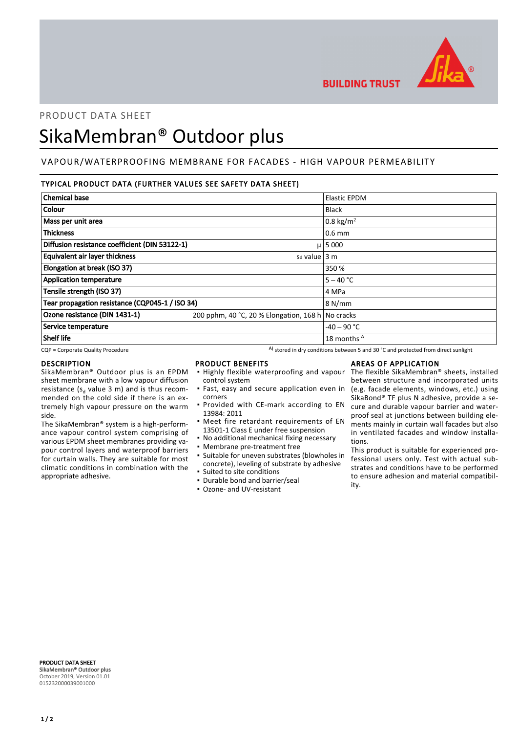PRODUCT DATA SHEET

# SikaMembran® Outdoor plus

## VAPOUR/WATERPROOFING MEMBRANE FOR FACADES - HIGH VAPOUR PERMEABILITY

### TYPICAL PRODUCT DATA (FURTHER VALUES SEE SAFETY DATA SHEET)

| | | |
|---|---|---|
| **Chemical base** | | Elastic EPDM |
| **Colour** | | Black |
| **Mass per unit area** | | 0.8 kg/m² |
| **Thickness** | | 0.6 mm |
| **Diffusion resistance coefficient (DIN 53122-1)** | μ | 5 000 |
| **Equivalent air layer thickness** | $s_d$ value | 3 m |
| **Elongation at break (ISO 37)** | | 350 % |
| **Application temperature** | | 5 – 40 °C |
| **Tensile strength (ISO 37)** | | 4 MPa |
| **Tear propagation resistance (CQP045-1 / ISO 34)** | | 8 N/mm |
| **Ozone resistance (DIN 1431-1)** | 200 pphm, 40 °C, 20 % Elongation, 168 h | No cracks |
| **Service temperature** | | -40 – 90 °C |
| **Shelf life** | | 18 months [A] |

CQP = Corporate Quality Procedure

A) stored in dry conditions between 5 and 30 °C and protected from direct sunlight

### DESCRIPTION

SikaMembran® Outdoor plus is an EPDM sheet membrane with a low vapour diffusion resistance ($s_d$ value 3 m) and is thus recommended on the cold side if there is an extremely high vapour pressure on the warm side.

The SikaMembran® system is a high-performance vapour control system comprising of various EPDM sheet membranes providing vapour control layers and waterproof barriers for curtain walls. They are suitable for most climatic conditions in combination with the appropriate adhesive.

### PRODUCT BENEFITS

- Highly flexible waterproofing and vapour control system
- Fast, easy and secure application even in corners
- Provided with CE-mark according to EN 13984: 2011
- Meet fire retardant requirements of EN 13501-1 Class E under free suspension
- No additional mechanical fixing necessary
- Membrane pre-treatment free
- Suitable for uneven substrates (blowholes in concrete), leveling of substrate by adhesive
- Suited to site conditions
- Durable bond and barrier/seal
- Ozone- and UV-resistant

### AREAS OF APPLICATION

The flexible SikaMembran® sheets, installed between structure and incorporated units (e.g. facade elements, windows, etc.) using SikaBond® TF plus N adhesive, provide a secure and durable vapour barrier and waterproof seal at junctions between building elements mainly in curtain wall facades but also in ventilated facades and window installations.

This product is suitable for experienced professional users only. Test with actual substrates and conditions have to be performed to ensure adhesion and material compatibility.

**PRODUCT DATA SHEET**
**SikaMembran® Outdoor plus**
October 2019, Version 01.01
015232000039001000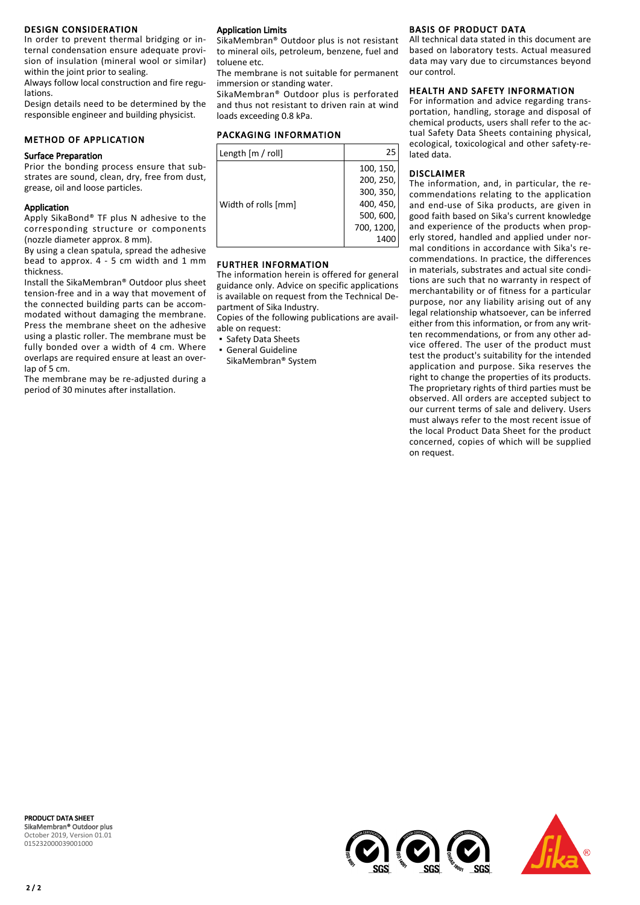## DESIGN CONSIDERATION

In order to prevent thermal bridging or internal condensation ensure adequate provision of insulation (mineral wool or similar) within the joint prior to sealing.

Always follow local construction and fire regulations.

Design details need to be determined by the responsible engineer and building physicist.

## METHOD OF APPLICATION

### Surface Preparation

Prior the bonding process ensure that substrates are sound, clean, dry, free from dust, grease, oil and loose particles.

### Application

Apply SikaBond® TF plus N adhesive to the corresponding structure or components (nozzle diameter approx. 8 mm).

By using a clean spatula, spread the adhesive bead to approx. 4 - 5 cm width and 1 mm thickness.

Install the SikaMembran® Outdoor plus sheet tension-free and in a way that movement of the connected building parts can be accommodated without damaging the membrane. Press the membrane sheet on the adhesive using a plastic roller. The membrane must be fully bonded over a width of 4 cm. Where overlaps are required ensure at least an overlap of 5 cm.

The membrane may be re-adjusted during a period of 30 minutes after installation.

### Application Limits

SikaMembran® Outdoor plus is not resistant to mineral oils, petroleum, benzene, fuel and toluene etc.

The membrane is not suitable for permanent immersion or standing water.

SikaMembran® Outdoor plus is perforated and thus not resistant to driven rain at wind loads exceeding 0.8 kPa.

## PACKAGING INFORMATION

| | |
|---|---|
| Length [m / roll] | 25 |
| Width of rolls [mm] | 100, 150, 200, 250, 300, 350, 400, 450, 500, 600, 700, 1200, 1400 |

## FURTHER INFORMATION

The information herein is offered for general guidance only. Advice on specific applications is available on request from the Technical Department of Sika Industry.

Copies of the following publications are available on request:

- Safety Data Sheets
- General Guideline SikaMembran® System

## BASIS OF PRODUCT DATA

All technical data stated in this document are based on laboratory tests. Actual measured data may vary due to circumstances beyond our control.

## HEALTH AND SAFETY INFORMATION

For information and advice regarding transportation, handling, storage and disposal of chemical products, users shall refer to the actual Safety Data Sheets containing physical, ecological, toxicological and other safety-related data.

## DISCLAIMER

The information, and, in particular, the recommendations relating to the application and end-use of Sika products, are given in good faith based on Sika's current knowledge and experience of the products when properly stored, handled and applied under normal conditions in accordance with Sika's recommendations. In practice, the differences in materials, substrates and actual site conditions are such that no warranty in respect of merchantability or of fitness for a particular purpose, nor any liability arising out of any legal relationship whatsoever, can be inferred either from this information, or from any written recommendations, or from any other advice offered. The user of the product must test the product's suitability for the intended application and purpose. Sika reserves the right to change the properties of its products. The proprietary rights of third parties must be observed. All orders are accepted subject to our current terms of sale and delivery. Users must always refer to the most recent issue of the local Product Data Sheet for the product concerned, copies of which will be supplied on request.

**PRODUCT DATA SHEET**
**SikaMembran® Outdoor plus**
October 2019, Version 01.01
015232000039001000